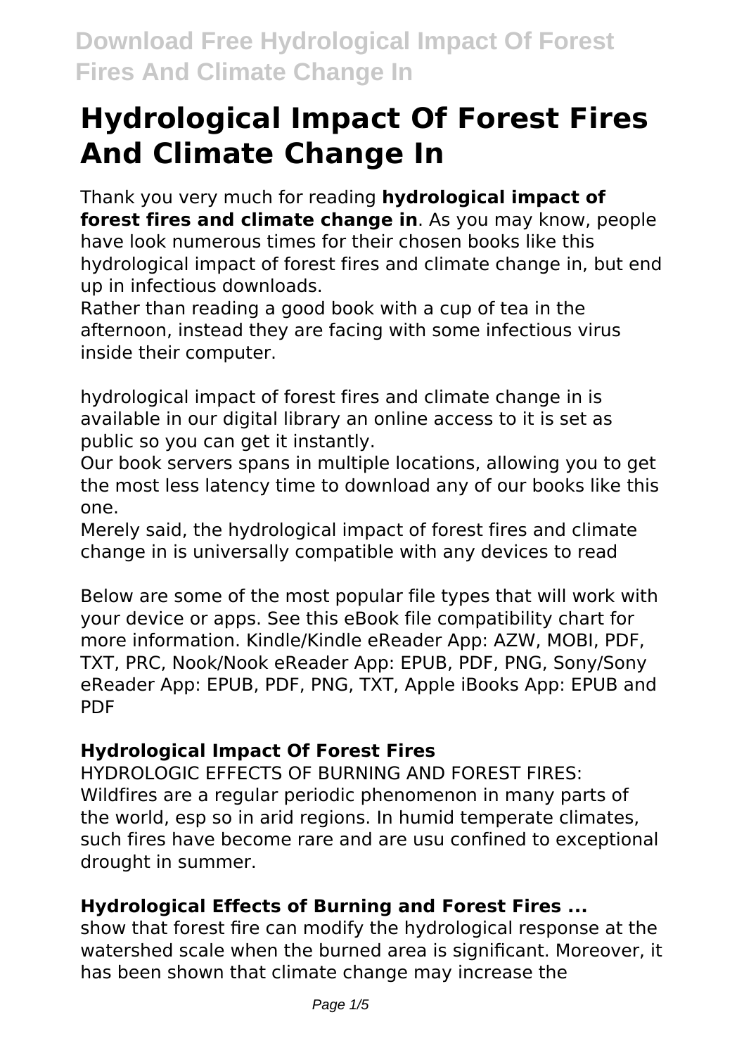# Hydrological Impact Of Forest Fires And Climate Change In

Thank you very much for reading **hydrological impact of forest fires and climate change in**. As you may know, people have look numerous times for their chosen books like this hydrological impact of forest fires and climate change in, but end up in infectious downloads.

Rather than reading a good book with a cup of tea in the afternoon, instead they are facing with some infectious virus inside their computer.

hydrological impact of forest fires and climate change in is available in our digital library an online access to it is set as public so you can get it instantly.

Our book servers spans in multiple locations, allowing you to get the most less latency time to download any of our books like this one.

Merely said, the hydrological impact of forest fires and climate change in is universally compatible with any devices to read

Below are some of the most popular file types that will work with your device or apps. See this eBook file compatibility chart for more information. Kindle/Kindle eReader App: AZW, MOBI, PDF, TXT, PRC, Nook/Nook eReader App: EPUB, PDF, PNG, Sony/Sony eReader App: EPUB, PDF, PNG, TXT, Apple iBooks App: EPUB and PDF

## Hydrological Impact Of Forest Fires

HYDROLOGIC EFFECTS OF BURNING AND FOREST FIRES: Wildfires are a regular periodic phenomenon in many parts of the world, esp so in arid regions. In humid temperate climates, such fires have become rare and are usu confined to exceptional drought in summer.

## Hydrological Effects of Burning and Forest Fires ...

show that forest fire can modify the hydrological response at the watershed scale when the burned area is significant. Moreover, it has been shown that climate change may increase the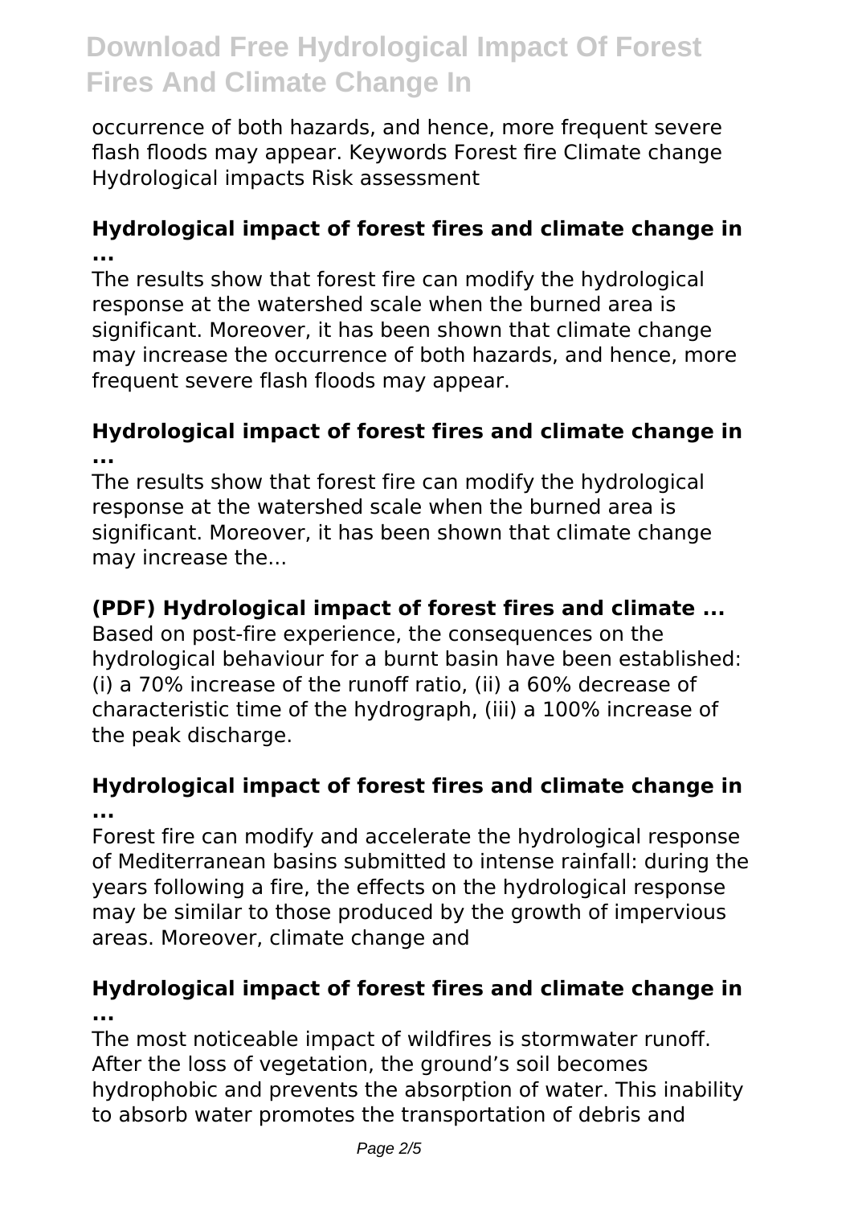occurrence of both hazards, and hence, more frequent severe flash floods may appear. Keywords Forest fire Climate change Hydrological impacts Risk assessment

### Hydrological impact of forest fires and climate change in ...

The results show that forest fire can modify the hydrological response at the watershed scale when the burned area is significant. Moreover, it has been shown that climate change may increase the occurrence of both hazards, and hence, more frequent severe flash floods may appear.

### Hydrological impact of forest fires and climate change in ...

The results show that forest fire can modify the hydrological response at the watershed scale when the burned area is significant. Moreover, it has been shown that climate change may increase the...

### (PDF) Hydrological impact of forest fires and climate ...

Based on post-fire experience, the consequences on the hydrological behaviour for a burnt basin have been established: (i) a 70% increase of the runoff ratio, (ii) a 60% decrease of characteristic time of the hydrograph, (iii) a 100% increase of the peak discharge.

### Hydrological impact of forest fires and climate change in ...

Forest fire can modify and accelerate the hydrological response of Mediterranean basins submitted to intense rainfall: during the years following a fire, the effects on the hydrological response may be similar to those produced by the growth of impervious areas. Moreover, climate change and

### Hydrological impact of forest fires and climate change in ...

The most noticeable impact of wildfires is stormwater runoff. After the loss of vegetation, the ground's soil becomes hydrophobic and prevents the absorption of water. This inability to absorb water promotes the transportation of debris and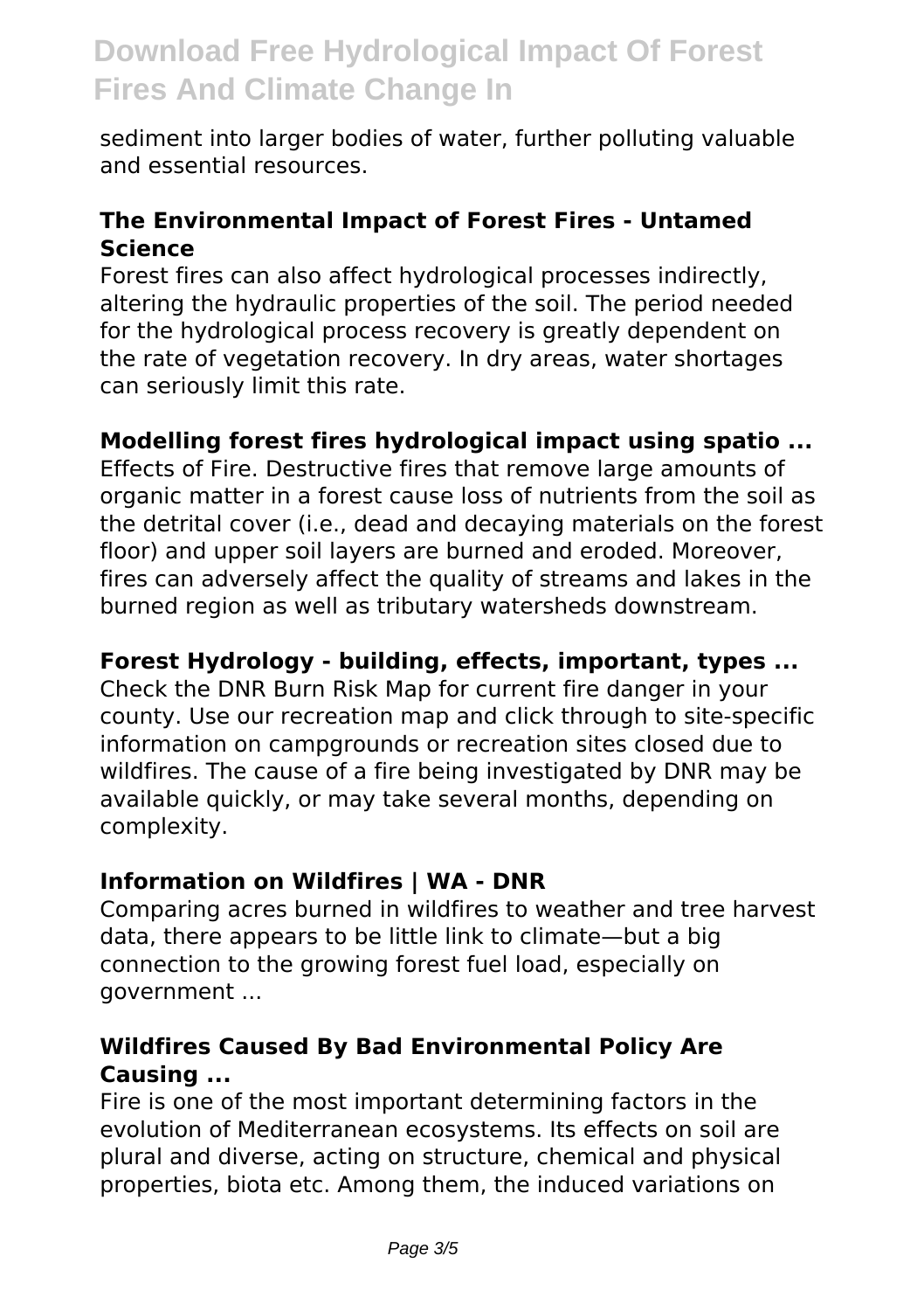sediment into larger bodies of water, further polluting valuable and essential resources.

### The Environmental Impact of Forest Fires - Untamed Science

Forest fires can also affect hydrological processes indirectly, altering the hydraulic properties of the soil. The period needed for the hydrological process recovery is greatly dependent on the rate of vegetation recovery. In dry areas, water shortages can seriously limit this rate.

### Modelling forest fires hydrological impact using spatio ...

Effects of Fire. Destructive fires that remove large amounts of organic matter in a forest cause loss of nutrients from the soil as the detrital cover (i.e., dead and decaying materials on the forest floor) and upper soil layers are burned and eroded. Moreover, fires can adversely affect the quality of streams and lakes in the burned region as well as tributary watersheds downstream.

### Forest Hydrology - building, effects, important, types ...

Check the DNR Burn Risk Map for current fire danger in your county. Use our recreation map and click through to site-specific information on campgrounds or recreation sites closed due to wildfires. The cause of a fire being investigated by DNR may be available quickly, or may take several months, depending on complexity.

### Information on Wildfires | WA - DNR

Comparing acres burned in wildfires to weather and tree harvest data, there appears to be little link to climate—but a big connection to the growing forest fuel load, especially on government ...

### Wildfires Caused By Bad Environmental Policy Are Causing ...

Fire is one of the most important determining factors in the evolution of Mediterranean ecosystems. Its effects on soil are plural and diverse, acting on structure, chemical and physical properties, biota etc. Among them, the induced variations on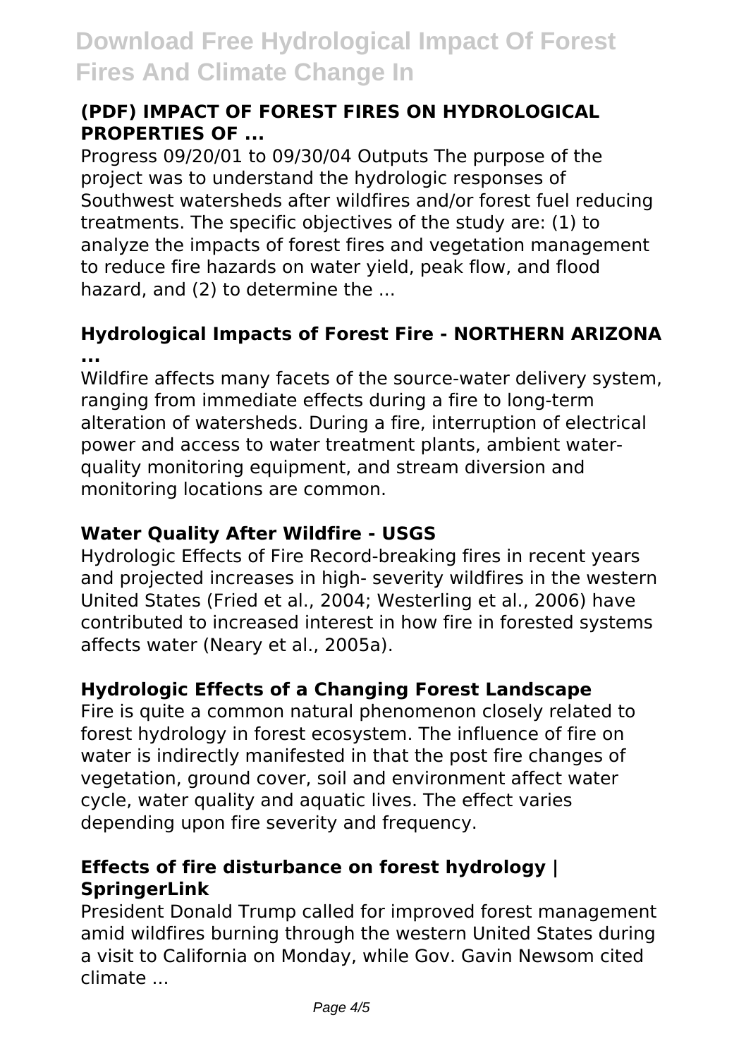### (PDF) IMPACT OF FOREST FIRES ON HYDROLOGICAL PROPERTIES OF ...

Progress 09/20/01 to 09/30/04 Outputs The purpose of the project was to understand the hydrologic responses of Southwest watersheds after wildfires and/or forest fuel reducing treatments. The specific objectives of the study are: (1) to analyze the impacts of forest fires and vegetation management to reduce fire hazards on water yield, peak flow, and flood hazard, and (2) to determine the ...

### Hydrological Impacts of Forest Fire - NORTHERN ARIZONA ...

Wildfire affects many facets of the source-water delivery system, ranging from immediate effects during a fire to long-term alteration of watersheds. During a fire, interruption of electrical power and access to water treatment plants, ambient water-quality monitoring equipment, and stream diversion and monitoring locations are common.

### Water Quality After Wildfire - USGS

Hydrologic Effects of Fire Record-breaking fires in recent years and projected increases in high- severity wildfires in the western United States (Fried et al., 2004; Westerling et al., 2006) have contributed to increased interest in how fire in forested systems affects water (Neary et al., 2005a).

### Hydrologic Effects of a Changing Forest Landscape

Fire is quite a common natural phenomenon closely related to forest hydrology in forest ecosystem. The influence of fire on water is indirectly manifested in that the post fire changes of vegetation, ground cover, soil and environment affect water cycle, water quality and aquatic lives. The effect varies depending upon fire severity and frequency.

### Effects of fire disturbance on forest hydrology | SpringerLink

President Donald Trump called for improved forest management amid wildfires burning through the western United States during a visit to California on Monday, while Gov. Gavin Newsom cited climate ...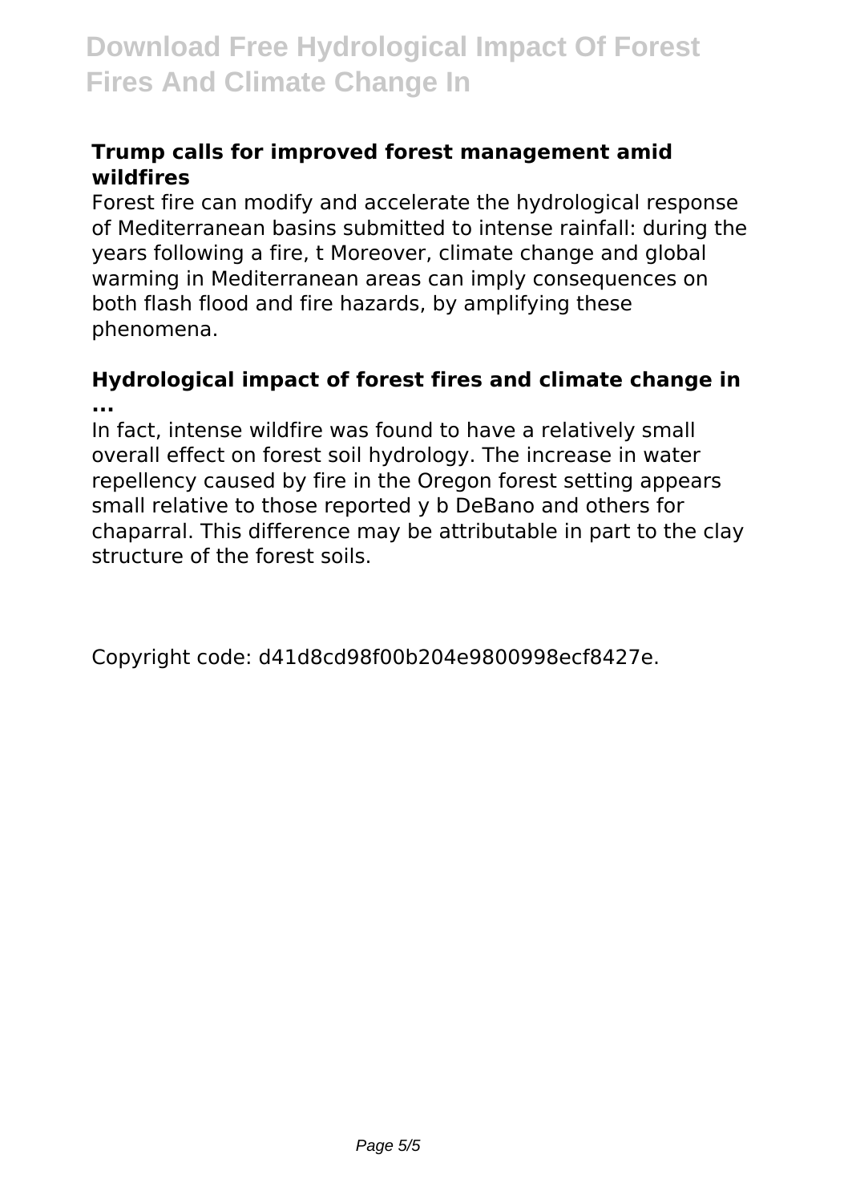**Trump calls for improved forest management amid wildfires**

Forest fire can modify and accelerate the hydrological response of Mediterranean basins submitted to intense rainfall: during the years following a fire, t Moreover, climate change and global warming in Mediterranean areas can imply consequences on both flash flood and fire hazards, by amplifying these phenomena.

**Hydrological impact of forest fires and climate change in ...**

In fact, intense wildfire was found to have a relatively small overall effect on forest soil hydrology. The increase in water repellency caused by fire in the Oregon forest setting appears small relative to those reported y b DeBano and others for chaparral. This difference may be attributable in part to the clay structure of the forest soils.

Copyright code: d41d8cd98f00b204e9800998ecf8427e.